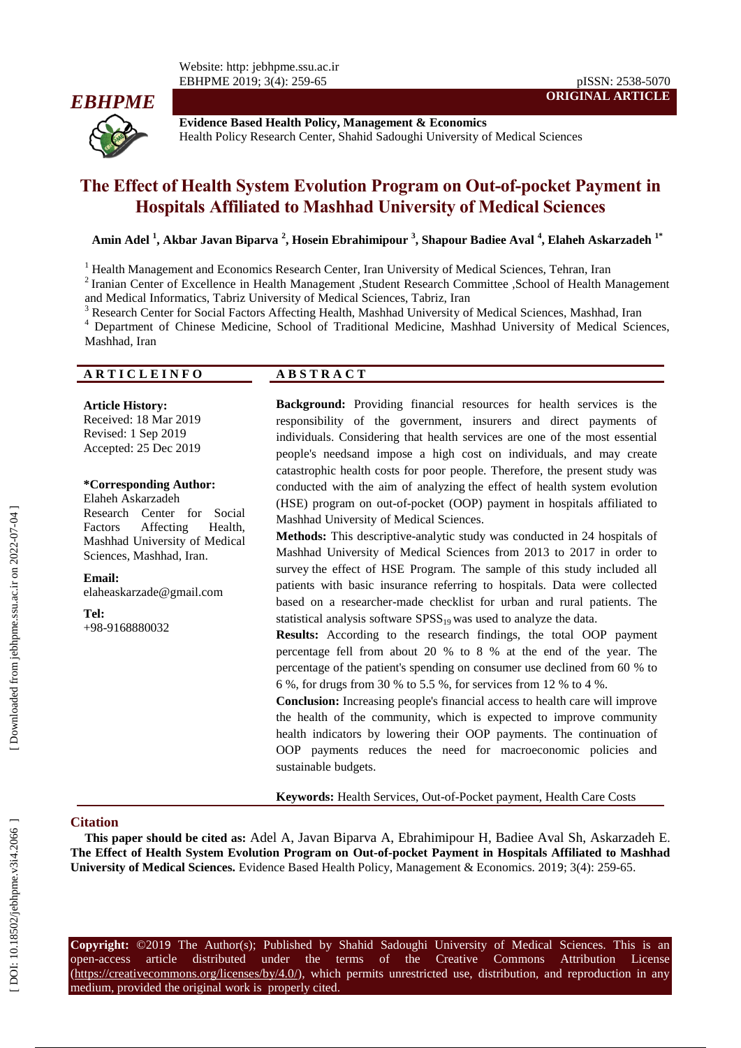ORIGINAL ARTICLE

**Evidence Based Health Policy, Management & Economics**
Health Policy Research Center, Shahid Sadoughi University of Medical Sciences

# The Effect of Health System Evolution Program on Out-of-pocket Payment in Hospitals Affiliated to Mashhad University of Medical Sciences

**Amin Adel [1], Akbar Javan Biparva [2], Hosein Ebrahimipour [3], Shapour Badiee Aval [4], Elaheh Askarzadeh [1*]**

[1] Health Management and Economics Research Center, Iran University of Medical Sciences, Tehran, Iran
[2] Iranian Center of Excellence in Health Management ,Student Research Committee ,School of Health Management and Medical Informatics, Tabriz University of Medical Sciences, Tabriz, Iran
[3] Research Center for Social Factors Affecting Health, Mashhad University of Medical Sciences, Mashhad, Iran
[4] Department of Chinese Medicine, School of Traditional Medicine, Mashhad University of Medical Sciences, Mashhad, Iran

## ARTICLE INFO

**Article History:**
Received: 18 Mar 2019
Revised: 1 Sep 2019
Accepted: 25 Dec 2019

**\*Corresponding Author:**
Elaheh Askarzadeh
Research Center for Social Factors Affecting Health, Mashhad University of Medical Sciences, Mashhad, Iran.

**Email:**
elaheaskarzade@gmail.com

**Tel:**
+98-9168880032

## ABSTRACT

**Background:** Providing financial resources for health services is the responsibility of the government, insurers and direct payments of individuals. Considering that health services are one of the most essential people's needsand impose a high cost on individuals, and may create catastrophic health costs for poor people. Therefore, the present study was conducted with the aim of analyzing the effect of health system evolution (HSE) program on out-of-pocket (OOP) payment in hospitals affiliated to Mashhad University of Medical Sciences.

**Methods:** This descriptive-analytic study was conducted in 24 hospitals of Mashhad University of Medical Sciences from 2013 to 2017 in order to survey the effect of HSE Program. The sample of this study included all patients with basic insurance referring to hospitals. Data were collected based on a researcher-made checklist for urban and rural patients. The statistical analysis software $SPSS_{19}$ was used to analyze the data.

**Results:** According to the research findings, the total OOP payment percentage fell from about 20 % to 8 % at the end of the year. The percentage of the patient's spending on consumer use declined from 60 % to 6 %, for drugs from 30 % to 5.5 %, for services from 12 % to 4 %.

**Conclusion:** Increasing people's financial access to health care will improve the health of the community, which is expected to improve community health indicators by lowering their OOP payments. The continuation of OOP payments reduces the need for macroeconomic policies and sustainable budgets.

**Keywords:** Health Services, Out-of-Pocket payment, Health Care Costs

## Citation

**This paper should be cited as:** Adel A, Javan Biparva A, Ebrahimipour H, Badiee Aval Sh, Askarzadeh E. **The Effect of Health System Evolution Program on Out-of-pocket Payment in Hospitals Affiliated to Mashhad University of Medical Sciences.** Evidence Based Health Policy, Management & Economics. 2019; 3(4): 259-65.

**Copyright:** ©2019 The Author(s); Published by Shahid Sadoughi University of Medical Sciences. This is an open-access article distributed under the terms of the Creative Commons Attribution License (https://creativecommons.org/licenses/by/4.0/), which permits unrestricted use, distribution, and reproduction in any medium, provided the original work is properly cited.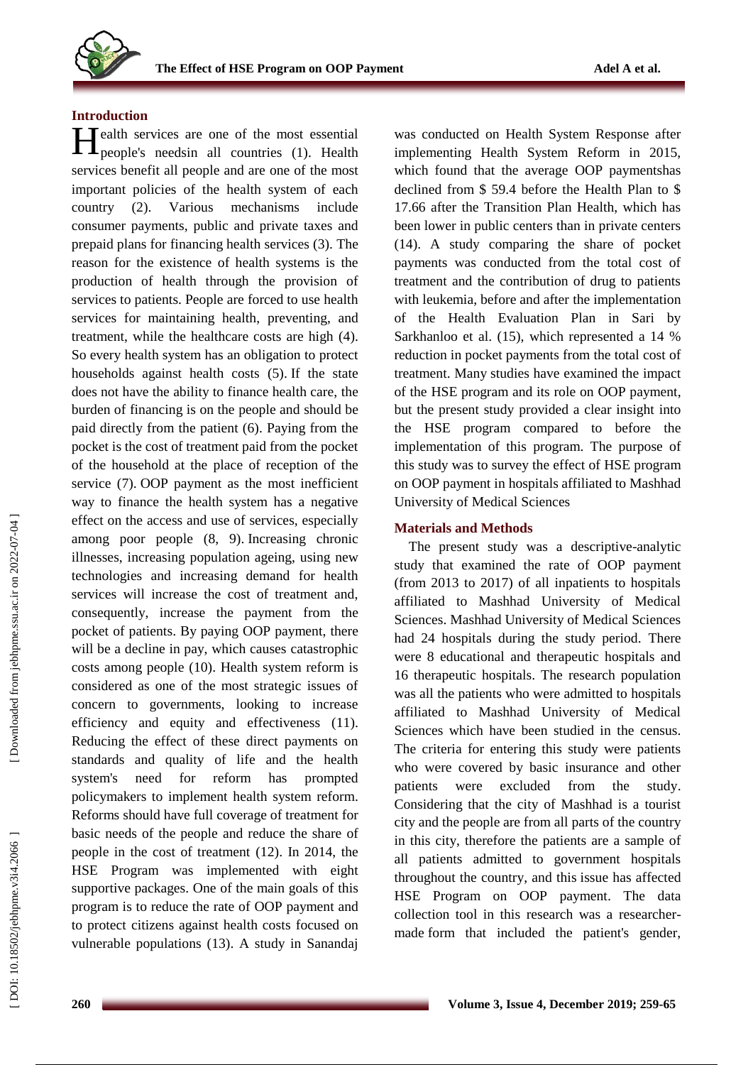## Introduction

Health services are one of the most essential people's needsin all countries (1). Health services benefit all people and are one of the most important policies of the health system of each country (2). Various mechanisms include consumer payments, public and private taxes and prepaid plans for financing health services (3). The reason for the existence of health systems is the production of health through the provision of services to patients. People are forced to use health services for maintaining health, preventing, and treatment, while the healthcare costs are high (4). So every health system has an obligation to protect households against health costs (5). If the state does not have the ability to finance health care, the burden of financing is on the people and should be paid directly from the patient (6). Paying from the pocket is the cost of treatment paid from the pocket of the household at the place of reception of the service (7). OOP payment as the most inefficient way to finance the health system has a negative effect on the access and use of services, especially among poor people (8, 9). Increasing chronic illnesses, increasing population ageing, using new technologies and increasing demand for health services will increase the cost of treatment and, consequently, increase the payment from the pocket of patients. By paying OOP payment, there will be a decline in pay, which causes catastrophic costs among people (10). Health system reform is considered as one of the most strategic issues of concern to governments, looking to increase efficiency and equity and effectiveness (11). Reducing the effect of these direct payments on standards and quality of life and the health system's need for reform has prompted policymakers to implement health system reform. Reforms should have full coverage of treatment for basic needs of the people and reduce the share of people in the cost of treatment (12). In 2014, the HSE Program was implemented with eight supportive packages. One of the main goals of this program is to reduce the rate of OOP payment and to protect citizens against health costs focused on vulnerable populations (13). A study in Sanandaj was conducted on Health System Response after implementing Health System Reform in 2015, which found that the average OOP paymentshas declined from $ 59.4 before the Health Plan to $ 17.66 after the Transition Plan Health, which has been lower in public centers than in private centers (14). A study comparing the share of pocket payments was conducted from the total cost of treatment and the contribution of drug to patients with leukemia, before and after the implementation of the Health Evaluation Plan in Sari by Sarkhanloo et al. (15), which represented a 14 % reduction in pocket payments from the total cost of treatment. Many studies have examined the impact of the HSE program and its role on OOP payment, but the present study provided a clear insight into the HSE program compared to before the implementation of this program. The purpose of this study was to survey the effect of HSE program on OOP payment in hospitals affiliated to Mashhad University of Medical Sciences

## Materials and Methods

The present study was a descriptive-analytic study that examined the rate of OOP payment (from 2013 to 2017) of all inpatients to hospitals affiliated to Mashhad University of Medical Sciences. Mashhad University of Medical Sciences had 24 hospitals during the study period. There were 8 educational and therapeutic hospitals and 16 therapeutic hospitals. The research population was all the patients who were admitted to hospitals affiliated to Mashhad University of Medical Sciences which have been studied in the census. The criteria for entering this study were patients who were covered by basic insurance and other patients were excluded from the study. Considering that the city of Mashhad is a tourist city and the people are from all parts of the country in this city, therefore the patients are a sample of all patients admitted to government hospitals throughout the country, and this issue has affected HSE Program on OOP payment. The data collection tool in this research was a researcher-made form that included the patient's gender,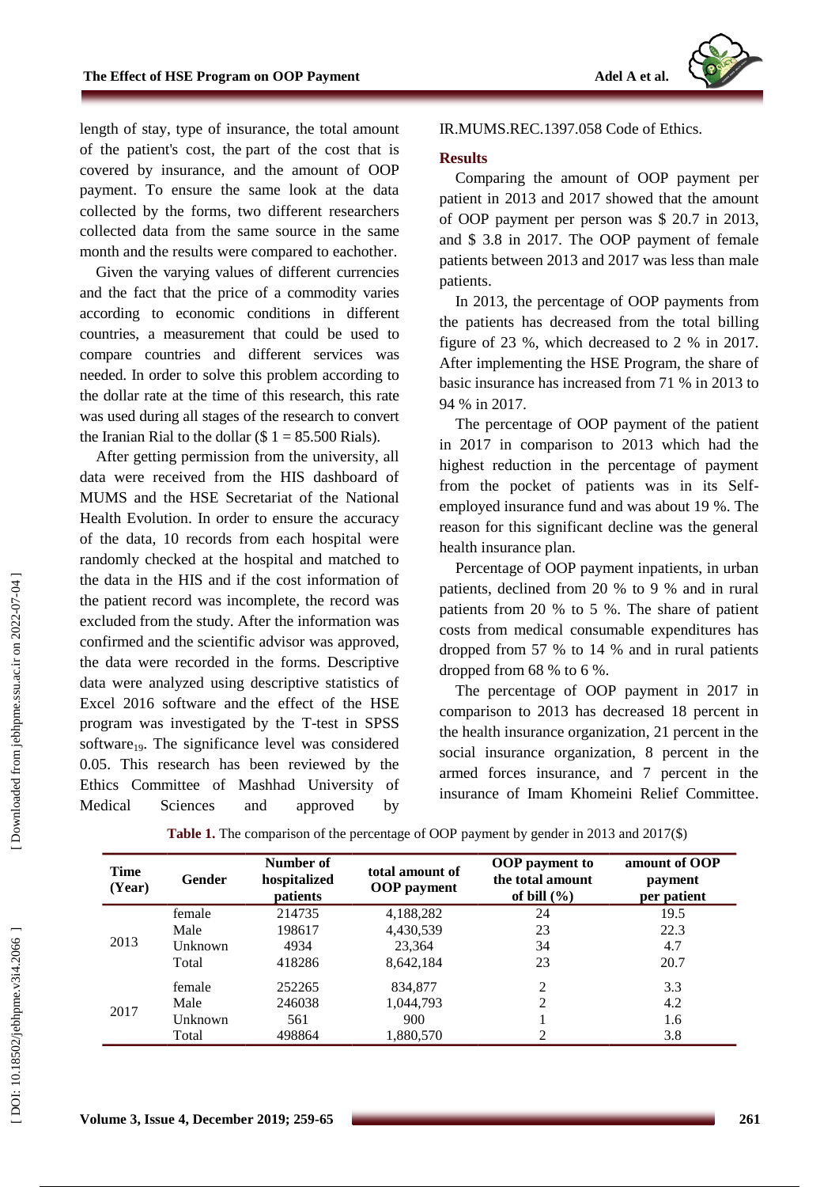length of stay, type of insurance, the total amount of the patient's cost, the part of the cost that is covered by insurance, and the amount of OOP payment. To ensure the same look at the data collected by the forms, two different researchers collected data from the same source in the same month and the results were compared to eachother.

Given the varying values of different currencies and the fact that the price of a commodity varies according to economic conditions in different countries, a measurement that could be used to compare countries and different services was needed. In order to solve this problem according to the dollar rate at the time of this research, this rate was used during all stages of the research to convert the Iranian Rial to the dollar ($ 1 = 85.500 Rials).

After getting permission from the university, all data were received from the HIS dashboard of MUMS and the HSE Secretariat of the National Health Evolution. In order to ensure the accuracy of the data, 10 records from each hospital were randomly checked at the hospital and matched to the data in the HIS and if the cost information of the patient record was incomplete, the record was excluded from the study. After the information was confirmed and the scientific advisor was approved, the data were recorded in the forms. Descriptive data were analyzed using descriptive statistics of Excel 2016 software and the effect of the HSE program was investigated by the T-test in SPSS software[19]. The significance level was considered 0.05. This research has been reviewed by the Ethics Committee of Mashhad University of Medical Sciences and approved by IR.MUMS.REC.1397.058 Code of Ethics.

## Results

Comparing the amount of OOP payment per patient in 2013 and 2017 showed that the amount of OOP payment per person was $ 20.7 in 2013, and $ 3.8 in 2017. The OOP payment of female patients between 2013 and 2017 was less than male patients.

In 2013, the percentage of OOP payments from the patients has decreased from the total billing figure of 23 %, which decreased to 2 % in 2017. After implementing the HSE Program, the share of basic insurance has increased from 71 % in 2013 to 94 % in 2017.

The percentage of OOP payment of the patient in 2017 in comparison to 2013 which had the highest reduction in the percentage of payment from the pocket of patients was in its Self-employed insurance fund and was about 19 %. The reason for this significant decline was the general health insurance plan.

Percentage of OOP payment inpatients, in urban patients, declined from 20 % to 9 % and in rural patients from 20 % to 5 %. The share of patient costs from medical consumable expenditures has dropped from 57 % to 14 % and in rural patients dropped from 68 % to 6 %.

The percentage of OOP payment in 2017 in comparison to 2013 has decreased 18 percent in the health insurance organization, 21 percent in the social insurance organization, 8 percent in the armed forces insurance, and 7 percent in the insurance of Imam Khomeini Relief Committee.

**Table 1.** The comparison of the percentage of OOP payment by gender in 2013 and 2017($)

| Time (Year) | Gender | Number of hospitalized patients | total amount of OOP payment | OOP payment to the total amount of bill (%) | amount of OOP payment per patient |
|---|---|---|---|---|---|
| 2013 | female | 214735 | 4,188,282 | 24 | 19.5 |
| | Male | 198617 | 4,430,539 | 23 | 22.3 |
| | Unknown | 4934 | 23,364 | 34 | 4.7 |
| | Total | 418286 | 8,642,184 | 23 | 20.7 |
| 2017 | female | 252265 | 834,877 | 2 | 3.3 |
| | Male | 246038 | 1,044,793 | 2 | 4.2 |
| | Unknown | 561 | 900 | 1 | 1.6 |
| | Total | 498864 | 1,880,570 | 2 | 3.8 |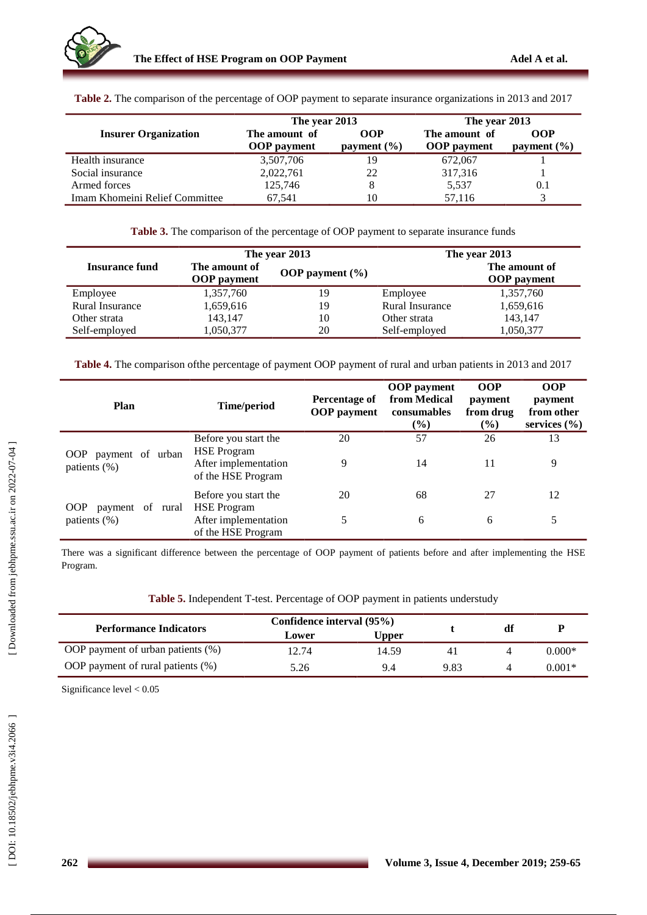**Table 2.** The comparison of the percentage of OOP payment to separate insurance organizations in 2013 and 2017

| Insurer Organization | The year 2013 | | The year 2013 | |
|---|---|---|---|---|
| | The amount of OOP payment | OOP payment (%) | The amount of OOP payment | OOP payment (%) |
| Health insurance | 3,507,706 | 19 | 672,067 | 1 |
| Social insurance | 2,022,761 | 22 | 317,316 | 1 |
| Armed forces | 125,746 | 8 | 5,537 | 0.1 |
| Imam Khomeini Relief Committee | 67,541 | 10 | 57,116 | 3 |

**Table 3.** The comparison of the percentage of OOP payment to separate insurance funds

| Insurance fund | The year 2013 | | The year 2013 | |
|---|---|---|---|---|
| | The amount of OOP payment | OOP payment (%) | | The amount of OOP payment |
| Employee | 1,357,760 | 19 | Employee | 1,357,760 |
| Rural Insurance | 1,659,616 | 19 | Rural Insurance | 1,659,616 |
| Other strata | 143,147 | 10 | Other strata | 143,147 |
| Self-employed | 1,050,377 | 20 | Self-employed | 1,050,377 |

**Table 4.** The comparison ofthe percentage of payment OOP payment of rural and urban patients in 2013 and 2017

| Plan | Time/period | Percentage of OOP payment | OOP payment from Medical consumables (%) | OOP payment from drug (%) | OOP payment from other services (%) |
|---|---|---|---|---|---|
| OOP payment of urban patients (%) | Before you start the HSE Program | 20 | 57 | 26 | 13 |
| | After implementation of the HSE Program | 9 | 14 | 11 | 9 |
| OOP payment of rural patients (%) | Before you start the HSE Program | 20 | 68 | 27 | 12 |
| | After implementation of the HSE Program | 5 | 6 | 6 | 5 |

There was a significant difference between the percentage of OOP payment of patients before and after implementing the HSE Program.

**Table 5.** Independent T-test. Percentage of OOP payment in patients understudy

| Performance Indicators | Confidence interval (95%) | | t | df | P |
|---|---|---|---|---|---|
| | Lower | Upper | | | |
| OOP payment of urban patients (%) | 12.74 | 14.59 | 41 | 4 | 0.000* |
| OOP payment of rural patients (%) | 5.26 | 9.4 | 9.83 | 4 | 0.001* |

Significance level < 0.05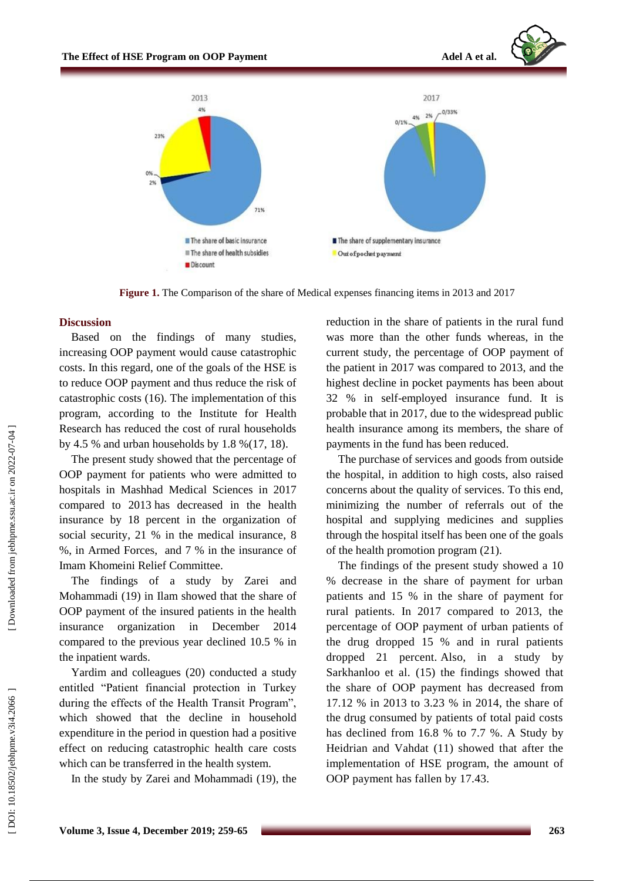**Figure 1.** The Comparison of the share of Medical expenses financing items in 2013 and 2017

## Discussion

Based on the findings of many studies, increasing OOP payment would cause catastrophic costs. In this regard, one of the goals of the HSE is to reduce OOP payment and thus reduce the risk of catastrophic costs (16). The implementation of this program, according to the Institute for Health Research has reduced the cost of rural households by 4.5 % and urban households by 1.8 %(17, 18).

The present study showed that the percentage of OOP payment for patients who were admitted to hospitals in Mashhad Medical Sciences in 2017 compared to 2013 has decreased in the health insurance by 18 percent in the organization of social security, 21 % in the medical insurance, 8 %, in Armed Forces, and 7 % in the insurance of Imam Khomeini Relief Committee.

The findings of a study by Zarei and Mohammadi (19) in Ilam showed that the share of OOP payment of the insured patients in the health insurance organization in December 2014 compared to the previous year declined 10.5 % in the inpatient wards.

Yardim and colleagues (20) conducted a study entitled "Patient financial protection in Turkey during the effects of the Health Transit Program", which showed that the decline in household expenditure in the period in question had a positive effect on reducing catastrophic health care costs which can be transferred in the health system.

In the study by Zarei and Mohammadi (19), the reduction in the share of patients in the rural fund was more than the other funds whereas, in the current study, the percentage of OOP payment of the patient in 2017 was compared to 2013, and the highest decline in pocket payments has been about 32 % in self-employed insurance fund. It is probable that in 2017, due to the widespread public health insurance among its members, the share of payments in the fund has been reduced.

The purchase of services and goods from outside the hospital, in addition to high costs, also raised concerns about the quality of services. To this end, minimizing the number of referrals out of the hospital and supplying medicines and supplies through the hospital itself has been one of the goals of the health promotion program (21).

The findings of the present study showed a 10 % decrease in the share of payment for urban patients and 15 % in the share of payment for rural patients. In 2017 compared to 2013, the percentage of OOP payment of urban patients of the drug dropped 15 % and in rural patients dropped 21 percent. Also, in a study by Sarkhanloo et al. (15) the findings showed that the share of OOP payment has decreased from 17.12 % in 2013 to 3.23 % in 2014, the share of the drug consumed by patients of total paid costs has declined from 16.8 % to 7.7 %. A Study by Heidrian and Vahdat (11) showed that after the implementation of HSE program, the amount of OOP payment has fallen by 17.43.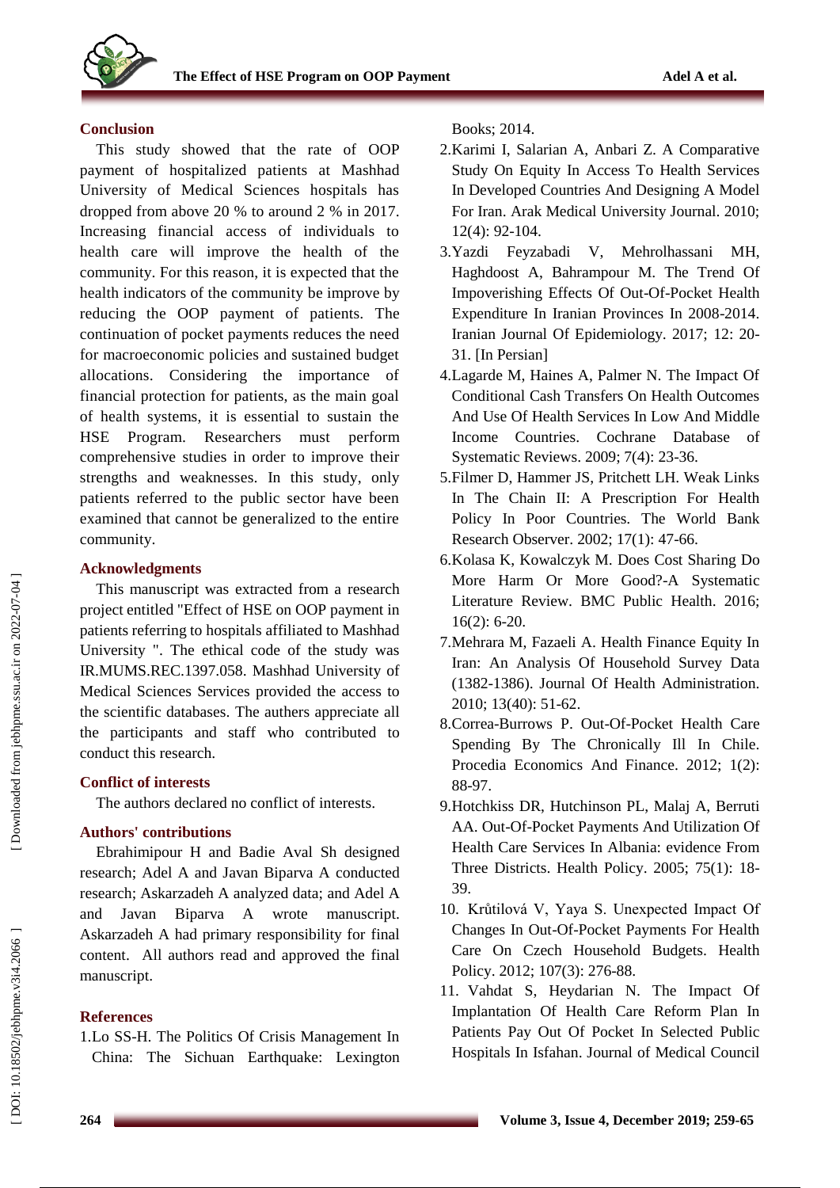## Conclusion

This study showed that the rate of OOP payment of hospitalized patients at Mashhad University of Medical Sciences hospitals has dropped from above 20 % to around 2 % in 2017. Increasing financial access of individuals to health care will improve the health of the community. For this reason, it is expected that the health indicators of the community be improve by reducing the OOP payment of patients. The continuation of pocket payments reduces the need for macroeconomic policies and sustained budget allocations. Considering the importance of financial protection for patients, as the main goal of health systems, it is essential to sustain the HSE Program. Researchers must perform comprehensive studies in order to improve their strengths and weaknesses. In this study, only patients referred to the public sector have been examined that cannot be generalized to the entire community.

## Acknowledgments

This manuscript was extracted from a research project entitled "Effect of HSE on OOP payment in patients referring to hospitals affiliated to Mashhad University ". The ethical code of the study was IR.MUMS.REC.1397.058. Mashhad University of Medical Sciences Services provided the access to the scientific databases. The authers appreciate all the participants and staff who contributed to conduct this research.

## Conflict of interests

The authors declared no conflict of interests.

## Authors' contributions

Ebrahimipour H and Badie Aval Sh designed research; Adel A and Javan Biparva A conducted research; Askarzadeh A analyzed data; and Adel A and Javan Biparva A wrote manuscript. Askarzadeh A had primary responsibility for final content. All authors read and approved the final manuscript.

## References

1. Lo SS-H. The Politics Of Crisis Management In China: The Sichuan Earthquake: Lexington Books; 2014.
2. Karimi I, Salarian A, Anbari Z. A Comparative Study On Equity In Access To Health Services In Developed Countries And Designing A Model For Iran. Arak Medical University Journal. 2010; 12(4): 92-104.
3. Yazdi Feyzabadi V, Mehrolhassani MH, Haghdoost A, Bahrampour M. The Trend Of Impoverishing Effects Of Out-Of-Pocket Health Expenditure In Iranian Provinces In 2008-2014. Iranian Journal Of Epidemiology. 2017; 12: 20-31. [In Persian]
4. Lagarde M, Haines A, Palmer N. The Impact Of Conditional Cash Transfers On Health Outcomes And Use Of Health Services In Low And Middle Income Countries. Cochrane Database of Systematic Reviews. 2009; 7(4): 23-36.
5. Filmer D, Hammer JS, Pritchett LH. Weak Links In The Chain II: A Prescription For Health Policy In Poor Countries. The World Bank Research Observer. 2002; 17(1): 47-66.
6. Kolasa K, Kowalczyk M. Does Cost Sharing Do More Harm Or More Good?-A Systematic Literature Review. BMC Public Health. 2016; 16(2): 6-20.
7. Mehrara M, Fazaeli A. Health Finance Equity In Iran: An Analysis Of Household Survey Data (1382-1386). Journal Of Health Administration. 2010; 13(40): 51-62.
8. Correa-Burrows P. Out-Of-Pocket Health Care Spending By The Chronically Ill In Chile. Procedia Economics And Finance. 2012; 1(2): 88-97.
9. Hotchkiss DR, Hutchinson PL, Malaj A, Berruti AA. Out-Of-Pocket Payments And Utilization Of Health Care Services In Albania: evidence From Three Districts. Health Policy. 2005; 75(1): 18-39.
10. Křůtilová V, Yaya S. Unexpected Impact Of Changes In Out-Of-Pocket Payments For Health Care On Czech Household Budgets. Health Policy. 2012; 107(3): 276-88.
11. Vahdat S, Heydarian N. The Impact Of Implantation Of Health Care Reform Plan In Patients Pay Out Of Pocket In Selected Public Hospitals In Isfahan. Journal of Medical Council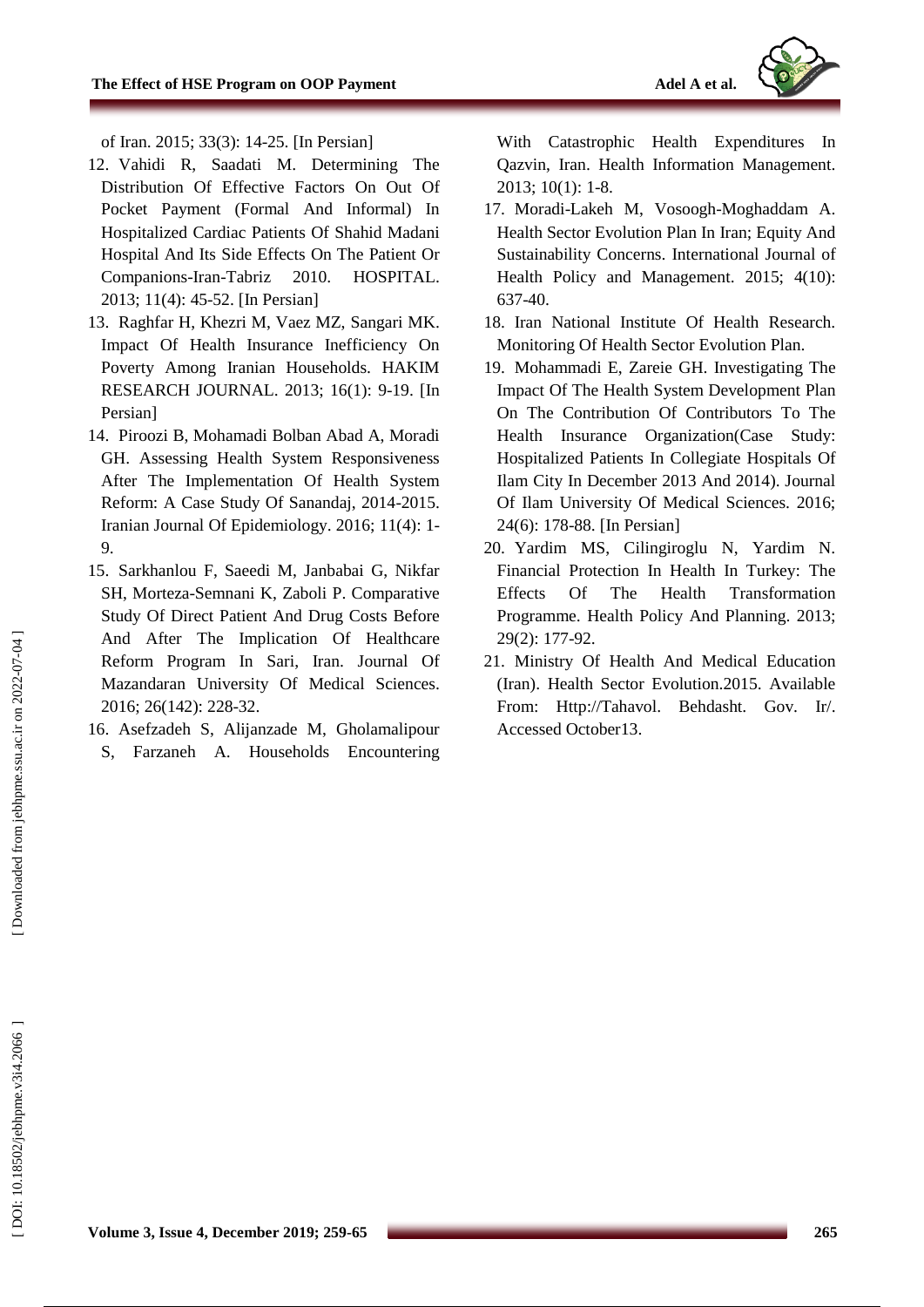of Iran. 2015; 33(3): 14-25. [In Persian]

12. Vahidi R, Saadati M. Determining The Distribution Of Effective Factors On Out Of Pocket Payment (Formal And Informal) In Hospitalized Cardiac Patients Of Shahid Madani Hospital And Its Side Effects On The Patient Or Companions-Iran-Tabriz 2010. HOSPITAL. 2013; 11(4): 45-52. [In Persian]
13. Raghfar H, Khezri M, Vaez MZ, Sangari MK. Impact Of Health Insurance Inefficiency On Poverty Among Iranian Households. HAKIM RESEARCH JOURNAL. 2013; 16(1): 9-19. [In Persian]
14. Piroozi B, Mohamadi Bolban Abad A, Moradi GH. Assessing Health System Responsiveness After The Implementation Of Health System Reform: A Case Study Of Sanandaj, 2014-2015. Iranian Journal Of Epidemiology. 2016; 11(4): 1-9.
15. Sarkhanlou F, Saeedi M, Janbabai G, Nikfar SH, Morteza-Semnani K, Zaboli P. Comparative Study Of Direct Patient And Drug Costs Before And After The Implication Of Healthcare Reform Program In Sari, Iran. Journal Of Mazandaran University Of Medical Sciences. 2016; 26(142): 228-32.
16. Asefzadeh S, Alijanzade M, Gholamalipour S, Farzaneh A. Households Encountering With Catastrophic Health Expenditures In Qazvin, Iran. Health Information Management. 2013; 10(1): 1-8.
17. Moradi-Lakeh M, Vosoogh-Moghaddam A. Health Sector Evolution Plan In Iran; Equity And Sustainability Concerns. International Journal of Health Policy and Management. 2015; 4(10): 637-40.
18. Iran National Institute Of Health Research. Monitoring Of Health Sector Evolution Plan.
19. Mohammadi E, Zareie GH. Investigating The Impact Of The Health System Development Plan On The Contribution Of Contributors To The Health Insurance Organization(Case Study: Hospitalized Patients In Collegiate Hospitals Of Ilam City In December 2013 And 2014). Journal Of Ilam University Of Medical Sciences. 2016; 24(6): 178-88. [In Persian]
20. Yardim MS, Cilingiroglu N, Yardim N. Financial Protection In Health In Turkey: The Effects Of The Health Transformation Programme. Health Policy And Planning. 2013; 29(2): 177-92.
21. Ministry Of Health And Medical Education (Iran). Health Sector Evolution.2015. Available From: Http://Tahavol. Behdasht. Gov. Ir/. Accessed October13.